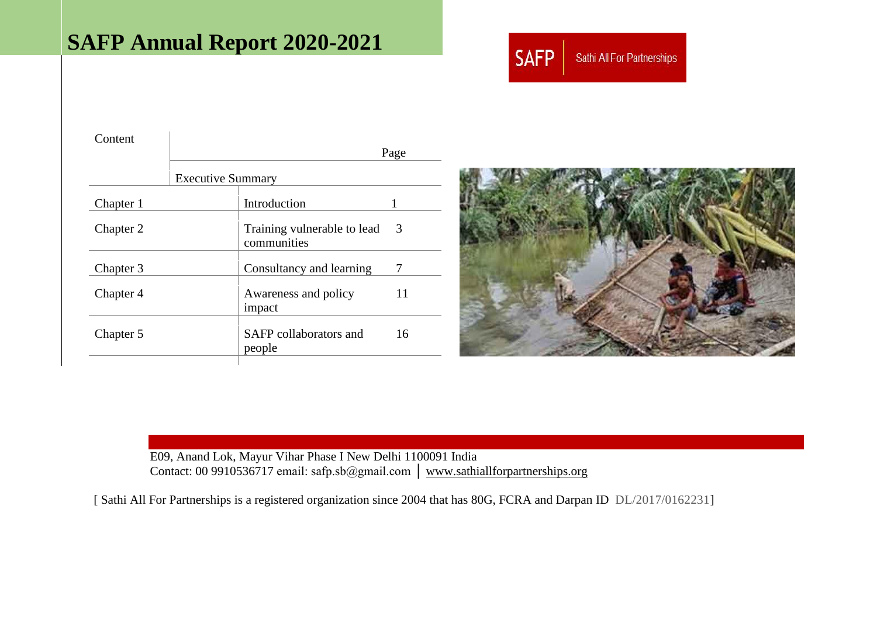# SAFP Annual Report 2020-2021

SAFP | Sathi All For Partnerships

| Content | | Page |
|---|---|---|
| | Executive Summary | |
| Chapter 1 | Introduction | 1 |
| Chapter 2 | Training vulnerable to lead communities | 3 |
| Chapter 3 | Consultancy and learning | 7 |
| Chapter 4 | Awareness and policy impact | 11 |
| Chapter 5 | SAFP collaborators and people | 16 |

E09, Anand Lok, Mayur Vihar Phase I New Delhi 1100091 India
Contact: 00 9910536717 email: safp.sb@gmail.com | www.sathiallforpartnerships.org

[ Sathi All For Partnerships is a registered organization since 2004 that has 80G, FCRA and Darpan ID DL/2017/0162231]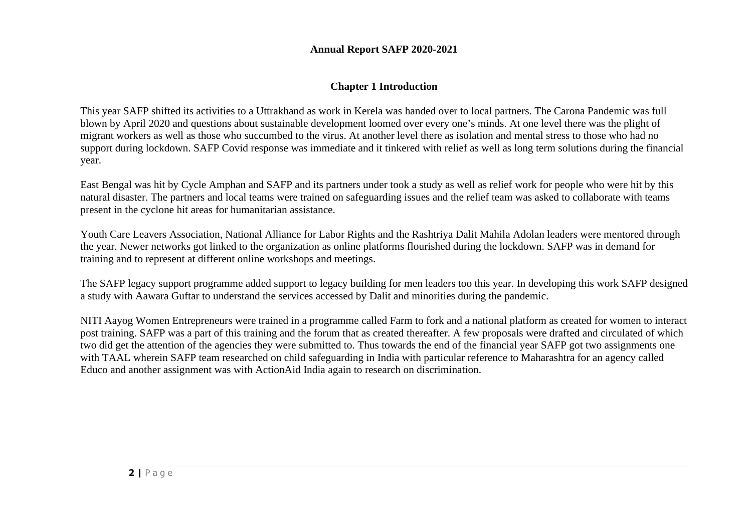**Annual Report SAFP 2020-2021**

## Chapter 1 Introduction

This year SAFP shifted its activities to a Uttrakhand as work in Kerela was handed over to local partners. The Carona Pandemic was full blown by April 2020 and questions about sustainable development loomed over every one's minds. At one level there was the plight of migrant workers as well as those who succumbed to the virus. At another level there as isolation and mental stress to those who had no support during lockdown. SAFP Covid response was immediate and it tinkered with relief as well as long term solutions during the financial year.

East Bengal was hit by Cycle Amphan and SAFP and its partners under took a study as well as relief work for people who were hit by this natural disaster. The partners and local teams were trained on safeguarding issues and the relief team was asked to collaborate with teams present in the cyclone hit areas for humanitarian assistance.

Youth Care Leavers Association, National Alliance for Labor Rights and the Rashtriya Dalit Mahila Adolan leaders were mentored through the year. Newer networks got linked to the organization as online platforms flourished during the lockdown. SAFP was in demand for training and to represent at different online workshops and meetings.

The SAFP legacy support programme added support to legacy building for men leaders too this year. In developing this work SAFP designed a study with Aawara Guftar to understand the services accessed by Dalit and minorities during the pandemic.

NITI Aayog Women Entrepreneurs were trained in a programme called Farm to fork and a national platform as created for women to interact post training. SAFP was a part of this training and the forum that as created thereafter. A few proposals were drafted and circulated of which two did get the attention of the agencies they were submitted to. Thus towards the end of the financial year SAFP got two assignments one with TAAL wherein SAFP team researched on child safeguarding in India with particular reference to Maharashtra for an agency called Educo and another assignment was with ActionAid India again to research on discrimination.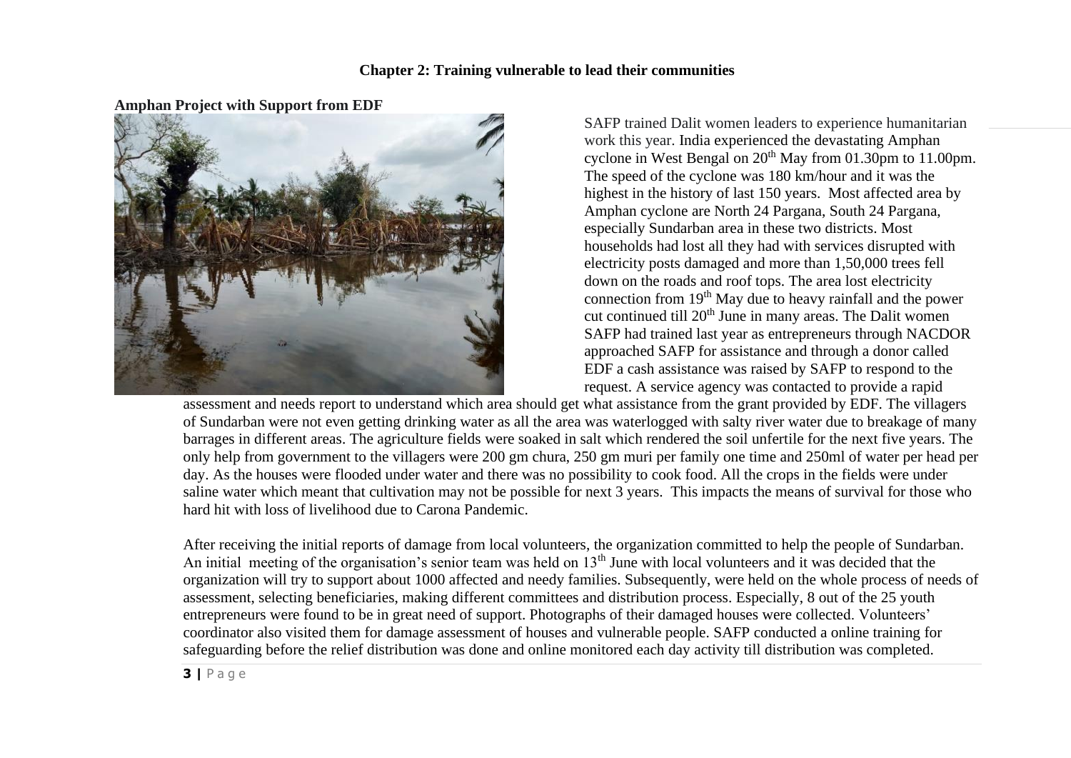## Chapter 2: Training vulnerable to lead their communities

**Amphan Project with Support from EDF**

SAFP trained Dalit women leaders to experience humanitarian work this year. India experienced the devastating Amphan cyclone in West Bengal on 20th May from 01.30pm to 11.00pm. The speed of the cyclone was 180 km/hour and it was the highest in the history of last 150 years. Most affected area by Amphan cyclone are North 24 Pargana, South 24 Pargana, especially Sundarban area in these two districts. Most households had lost all they had with services disrupted with electricity posts damaged and more than 1,50,000 trees fell down on the roads and roof tops. The area lost electricity connection from 19th May due to heavy rainfall and the power cut continued till 20th June in many areas. The Dalit women SAFP had trained last year as entrepreneurs through NACDOR approached SAFP for assistance and through a donor called EDF a cash assistance was raised by SAFP to respond to the request. A service agency was contacted to provide a rapid assessment and needs report to understand which area should get what assistance from the grant provided by EDF. The villagers of Sundarban were not even getting drinking water as all the area was waterlogged with salty river water due to breakage of many barrages in different areas. The agriculture fields were soaked in salt which rendered the soil unfertile for the next five years. The only help from government to the villagers were 200 gm chura, 250 gm muri per family one time and 250ml of water per head per day. As the houses were flooded under water and there was no possibility to cook food. All the crops in the fields were under saline water which meant that cultivation may not be possible for next 3 years. This impacts the means of survival for those who hard hit with loss of livelihood due to Carona Pandemic.

After receiving the initial reports of damage from local volunteers, the organization committed to help the people of Sundarban. An initial meeting of the organisation's senior team was held on 13th June with local volunteers and it was decided that the organization will try to support about 1000 affected and needy families. Subsequently, were held on the whole process of needs of assessment, selecting beneficiaries, making different committees and distribution process. Especially, 8 out of the 25 youth entrepreneurs were found to be in great need of support. Photographs of their damaged houses were collected. Volunteers' coordinator also visited them for damage assessment of houses and vulnerable people. SAFP conducted a online training for safeguarding before the relief distribution was done and online monitored each day activity till distribution was completed.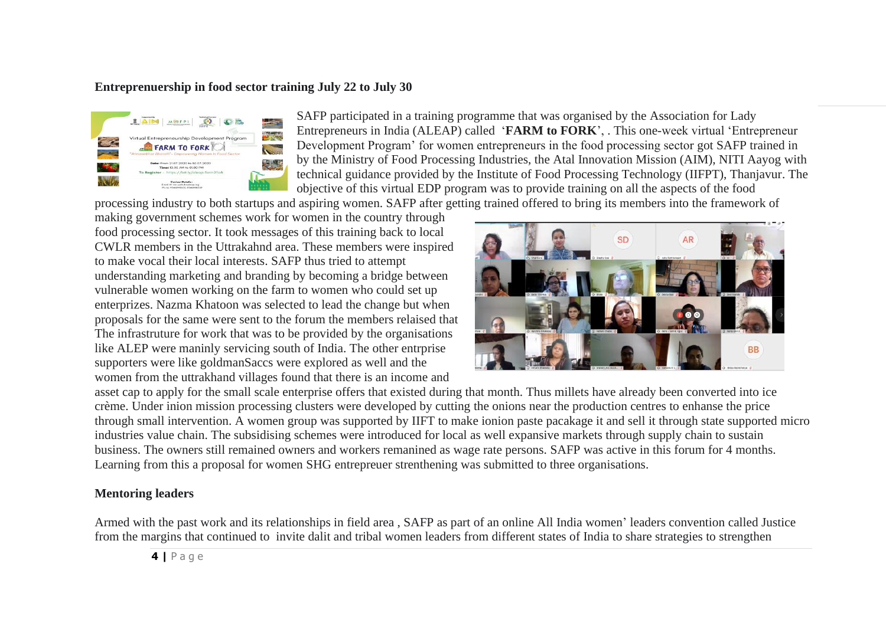**Entrepreneurship in food sector training July 22 to July 30**

SAFP participated in a training programme that was organised by the Association for Lady Entrepreneurs in India (ALEAP) called '**FARM to FORK**', . This one-week virtual 'Entrepreneur Development Program' for women entrepreneurs in the food processing sector got SAFP trained in by the Ministry of Food Processing Industries, the Atal Innovation Mission (AIM), NITI Aayog with technical guidance provided by the Institute of Food Processing Technology (IIFPT), Thanjavur. The objective of this virtual EDP program was to provide training on all the aspects of the food processing industry to both startups and aspiring women. SAFP after getting trained offered to bring its members into the framework of making government schemes work for women in the country through food processing sector. It took messages of this training back to local CWLR members in the Uttrakahnd area. These members were inspired to make vocal their local interests. SAFP thus tried to attempt understanding marketing and branding by becoming a bridge between vulnerable women working on the farm to women who could set up enterprizes. Nazma Khatoon was selected to lead the change but when proposals for the same were sent to the forum the members relaised that The infrastruture for work that was to be provided by the organisations like ALEP were maninly servicing south of India. The other entrprise supporters were like goldmanSaccs were explored as well and the women from the uttrakhand villages found that there is an income and asset cap to apply for the small scale enterprise offers that existed during that month. Thus millets have already been converted into ice crème. Under inion mission processing clusters were developed by cutting the onions near the production centres to enhanse the price through small intervention. A women group was supported by IIFT to make ionion paste pacakage it and sell it through state supported micro industries value chain. The subsidising schemes were introduced for local as well expansive markets through supply chain to sustain business. The owners still remained owners and workers remanined as wage rate persons. SAFP was active in this forum for 4 months. Learning from this a proposal for women SHG entrepreuer strenthening was submitted to three organisations.

**Mentoring leaders**

Armed with the past work and its relationships in field area , SAFP as part of an online All India women' leaders convention called Justice from the margins that continued to invite dalit and tribal women leaders from different states of India to share strategies to strengthen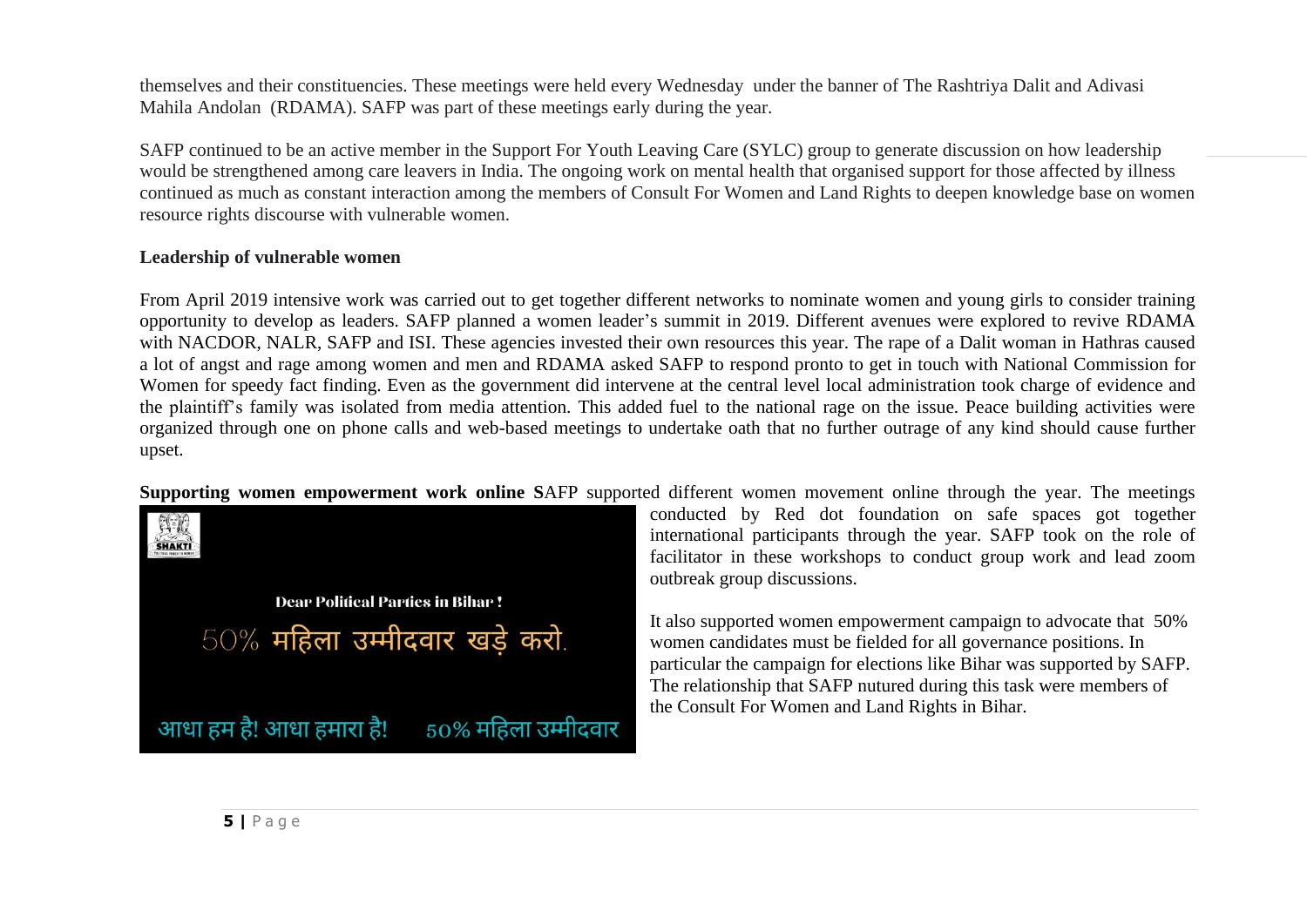themselves and their constituencies. These meetings were held every Wednesday under the banner of The Rashtriya Dalit and Adivasi Mahila Andolan (RDAMA). SAFP was part of these meetings early during the year.

SAFP continued to be an active member in the Support For Youth Leaving Care (SYLC) group to generate discussion on how leadership would be strengthened among care leavers in India. The ongoing work on mental health that organised support for those affected by illness continued as much as constant interaction among the members of Consult For Women and Land Rights to deepen knowledge base on women resource rights discourse with vulnerable women.

**Leadership of vulnerable women**

From April 2019 intensive work was carried out to get together different networks to nominate women and young girls to consider training opportunity to develop as leaders. SAFP planned a women leader's summit in 2019. Different avenues were explored to revive RDAMA with NACDOR, NALR, SAFP and ISI. These agencies invested their own resources this year. The rape of a Dalit woman in Hathras caused a lot of angst and rage among women and men and RDAMA asked SAFP to respond pronto to get in touch with National Commission for Women for speedy fact finding. Even as the government did intervene at the central level local administration took charge of evidence and the plaintiff's family was isolated from media attention. This added fuel to the national rage on the issue. Peace building activities were organized through one on phone calls and web-based meetings to undertake oath that no further outrage of any kind should cause further upset.

**Supporting women empowerment work online S**AFP supported different women movement online through the year. The meetings conducted by Red dot foundation on safe spaces got together international participants through the year. SAFP took on the role of facilitator in these workshops to conduct group work and lead zoom outbreak group discussions.

It also supported women empowerment campaign to advocate that 50% women candidates must be fielded for all governance positions. In particular the campaign for elections like Bihar was supported by SAFP. The relationship that SAFP nutured during this task were members of the Consult For Women and Land Rights in Bihar.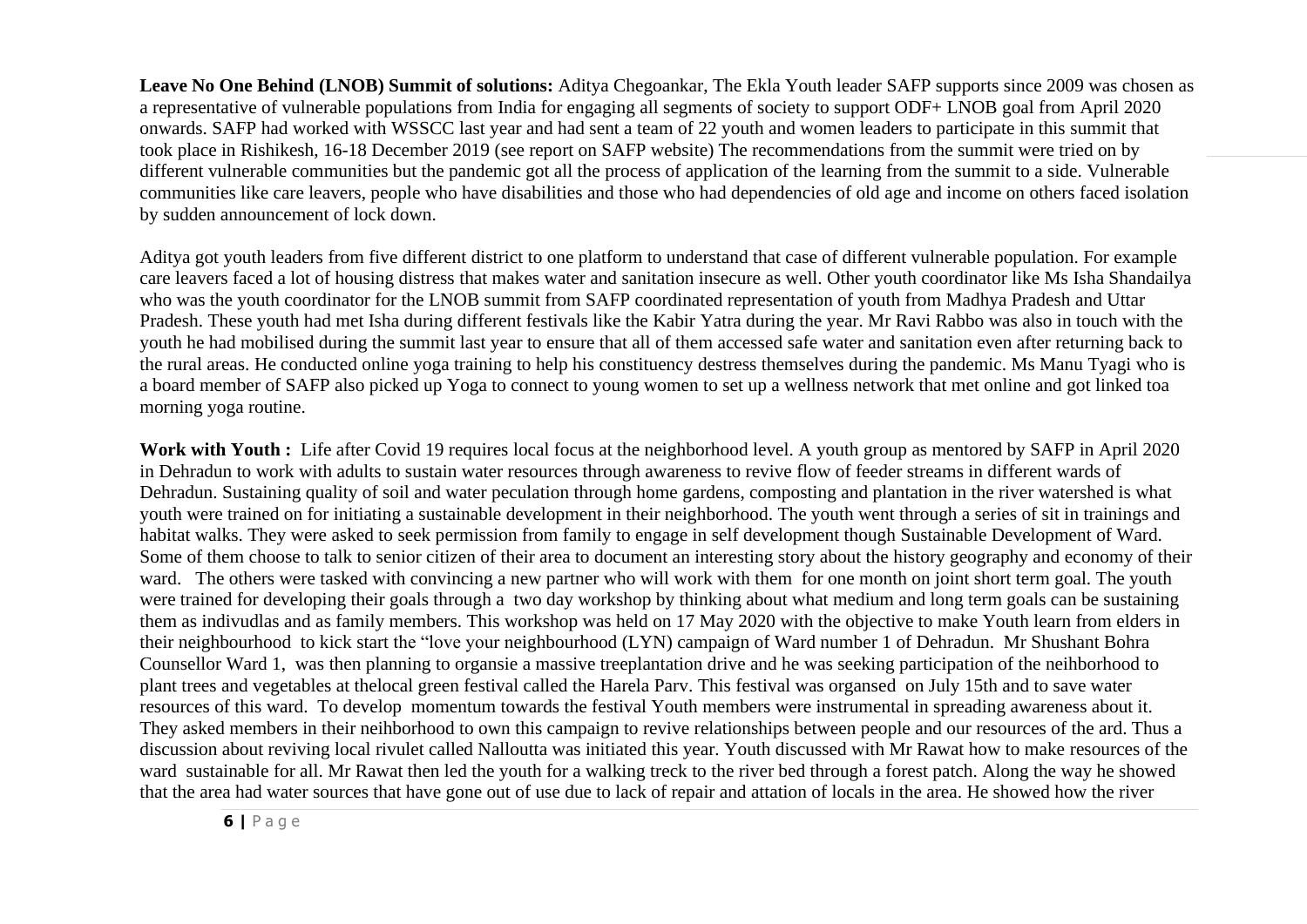**Leave No One Behind (LNOB) Summit of solutions:** Aditya Chegoankar, The Ekla Youth leader SAFP supports since 2009 was chosen as a representative of vulnerable populations from India for engaging all segments of society to support ODF+ LNOB goal from April 2020 onwards. SAFP had worked with WSSCC last year and had sent a team of 22 youth and women leaders to participate in this summit that took place in Rishikesh, 16-18 December 2019 (see report on SAFP website) The recommendations from the summit were tried on by different vulnerable communities but the pandemic got all the process of application of the learning from the summit to a side. Vulnerable communities like care leavers, people who have disabilities and those who had dependencies of old age and income on others faced isolation by sudden announcement of lock down.

Aditya got youth leaders from five different district to one platform to understand that case of different vulnerable population. For example care leavers faced a lot of housing distress that makes water and sanitation insecure as well. Other youth coordinator like Ms Isha Shandailya who was the youth coordinator for the LNOB summit from SAFP coordinated representation of youth from Madhya Pradesh and Uttar Pradesh. These youth had met Isha during different festivals like the Kabir Yatra during the year. Mr Ravi Rabbo was also in touch with the youth he had mobilised during the summit last year to ensure that all of them accessed safe water and sanitation even after returning back to the rural areas. He conducted online yoga training to help his constituency destress themselves during the pandemic. Ms Manu Tyagi who is a board member of SAFP also picked up Yoga to connect to young women to set up a wellness network that met online and got linked toa morning yoga routine.

**Work with Youth :** Life after Covid 19 requires local focus at the neighborhood level. A youth group as mentored by SAFP in April 2020 in Dehradun to work with adults to sustain water resources through awareness to revive flow of feeder streams in different wards of Dehradun. Sustaining quality of soil and water peculation through home gardens, composting and plantation in the river watershed is what youth were trained on for initiating a sustainable development in their neighborhood. The youth went through a series of sit in trainings and habitat walks. They were asked to seek permission from family to engage in self development though Sustainable Development of Ward. Some of them choose to talk to senior citizen of their area to document an interesting story about the history geography and economy of their ward. The others were tasked with convincing a new partner who will work with them for one month on joint short term goal. The youth were trained for developing their goals through a two day workshop by thinking about what medium and long term goals can be sustaining them as indivudlas and as family members. This workshop was held on 17 May 2020 with the objective to make Youth learn from elders in their neighbourhood to kick start the "love your neighbourhood (LYN) campaign of Ward number 1 of Dehradun. Mr Shushant Bohra Counsellor Ward 1, was then planning to organsie a massive treeplantation drive and he was seeking participation of the neihborhood to plant trees and vegetables at thelocal green festival called the Harela Parv. This festival was organsed on July 15th and to save water resources of this ward. To develop momentum towards the festival Youth members were instrumental in spreading awareness about it. They asked members in their neihborhood to own this campaign to revive relationships between people and our resources of the ard. Thus a discussion about reviving local rivulet called Nalloutta was initiated this year. Youth discussed with Mr Rawat how to make resources of the ward sustainable for all. Mr Rawat then led the youth for a walking treck to the river bed through a forest patch. Along the way he showed that the area had water sources that have gone out of use due to lack of repair and attation of locals in the area. He showed how the river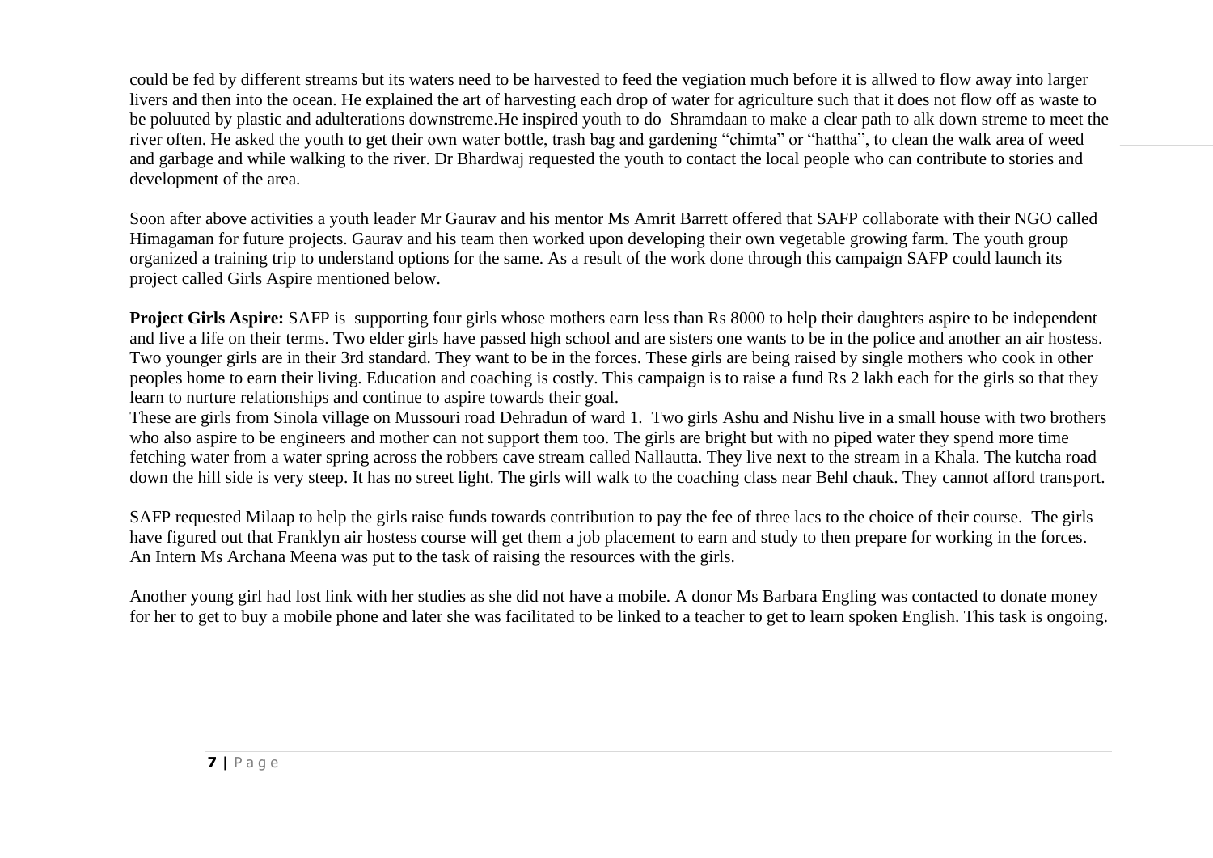could be fed by different streams but its waters need to be harvested to feed the vegiation much before it is allwed to flow away into larger livers and then into the ocean. He explained the art of harvesting each drop of water for agriculture such that it does not flow off as waste to be poluuted by plastic and adulterations downstreme.He inspired youth to do Shramdaan to make a clear path to alk down streme to meet the river often. He asked the youth to get their own water bottle, trash bag and gardening "chimta" or "hattha", to clean the walk area of weed and garbage and while walking to the river. Dr Bhardwaj requested the youth to contact the local people who can contribute to stories and development of the area.

Soon after above activities a youth leader Mr Gaurav and his mentor Ms Amrit Barrett offered that SAFP collaborate with their NGO called Himagaman for future projects. Gaurav and his team then worked upon developing their own vegetable growing farm. The youth group organized a training trip to understand options for the same. As a result of the work done through this campaign SAFP could launch its project called Girls Aspire mentioned below.

**Project Girls Aspire:** SAFP is supporting four girls whose mothers earn less than Rs 8000 to help their daughters aspire to be independent and live a life on their terms. Two elder girls have passed high school and are sisters one wants to be in the police and another an air hostess. Two younger girls are in their 3rd standard. They want to be in the forces. These girls are being raised by single mothers who cook in other peoples home to earn their living. Education and coaching is costly. This campaign is to raise a fund Rs 2 lakh each for the girls so that they learn to nurture relationships and continue to aspire towards their goal.
These are girls from Sinola village on Mussouri road Dehradun of ward 1. Two girls Ashu and Nishu live in a small house with two brothers who also aspire to be engineers and mother can not support them too. The girls are bright but with no piped water they spend more time fetching water from a water spring across the robbers cave stream called Nallautta. They live next to the stream in a Khala. The kutcha road down the hill side is very steep. It has no street light. The girls will walk to the coaching class near Behl chauk. They cannot afford transport.

SAFP requested Milaap to help the girls raise funds towards contribution to pay the fee of three lacs to the choice of their course. The girls have figured out that Franklyn air hostess course will get them a job placement to earn and study to then prepare for working in the forces. An Intern Ms Archana Meena was put to the task of raising the resources with the girls.

Another young girl had lost link with her studies as she did not have a mobile. A donor Ms Barbara Engling was contacted to donate money for her to get to buy a mobile phone and later she was facilitated to be linked to a teacher to get to learn spoken English. This task is ongoing.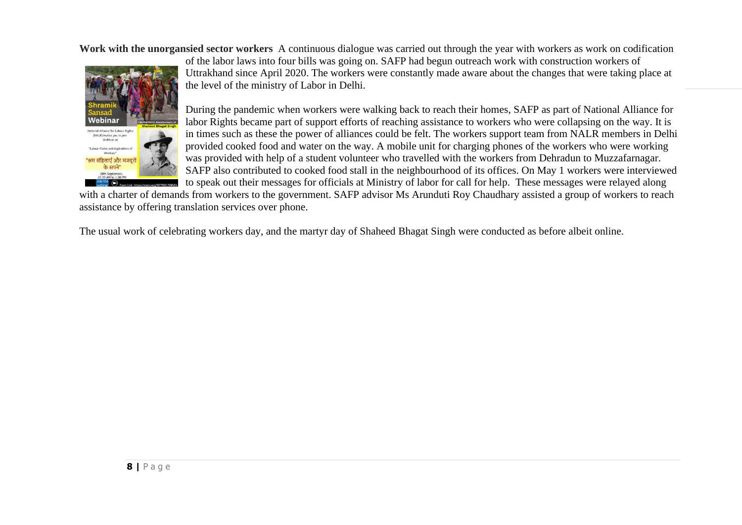**Work with the unorgansied sector workers** A continuous dialogue was carried out through the year with workers as work on codification of the labor laws into four bills was going on. SAFP had begun outreach work with construction workers of Uttrakhand since April 2020. The workers were constantly made aware about the changes that were taking place at the level of the ministry of Labor in Delhi.

During the pandemic when workers were walking back to reach their homes, SAFP as part of National Alliance for labor Rights became part of support efforts of reaching assistance to workers who were collapsing on the way. It is in times such as these the power of alliances could be felt. The workers support team from NALR members in Delhi provided cooked food and water on the way. A mobile unit for charging phones of the workers who were working was provided with help of a student volunteer who travelled with the workers from Dehradun to Muzzafarnagar. SAFP also contributed to cooked food stall in the neighbourhood of its offices. On May 1 workers were interviewed to speak out their messages for officials at Ministry of labor for call for help. These messages were relayed along with a charter of demands from workers to the government. SAFP advisor Ms Arunduti Roy Chaudhary assisted a group of workers to reach assistance by offering translation services over phone.

The usual work of celebrating workers day, and the martyr day of Shaheed Bhagat Singh were conducted as before albeit online.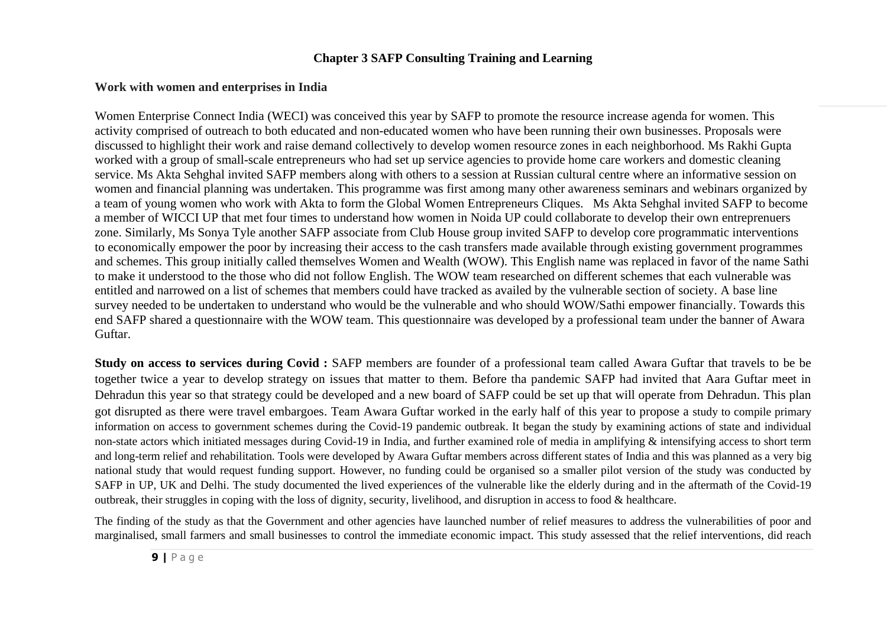# Chapter 3 SAFP Consulting Training and Learning

## Work with women and enterprises in India

Women Enterprise Connect India (WECI) was conceived this year by SAFP to promote the resource increase agenda for women. This activity comprised of outreach to both educated and non-educated women who have been running their own businesses. Proposals were discussed to highlight their work and raise demand collectively to develop women resource zones in each neighborhood. Ms Rakhi Gupta worked with a group of small-scale entrepreneurs who had set up service agencies to provide home care workers and domestic cleaning service. Ms Akta Sehghal invited SAFP members along with others to a session at Russian cultural centre where an informative session on women and financial planning was undertaken. This programme was first among many other awareness seminars and webinars organized by a team of young women who work with Akta to form the Global Women Entrepreneurs Cliques. Ms Akta Sehghal invited SAFP to become a member of WICCI UP that met four times to understand how women in Noida UP could collaborate to develop their own entreprenuers zone. Similarly, Ms Sonya Tyle another SAFP associate from Club House group invited SAFP to develop core programmatic interventions to economically empower the poor by increasing their access to the cash transfers made available through existing government programmes and schemes. This group initially called themselves Women and Wealth (WOW). This English name was replaced in favor of the name Sathi to make it understood to the those who did not follow English. The WOW team researched on different schemes that each vulnerable was entitled and narrowed on a list of schemes that members could have tracked as availed by the vulnerable section of society. A base line survey needed to be undertaken to understand who would be the vulnerable and who should WOW/Sathi empower financially. Towards this end SAFP shared a questionnaire with the WOW team. This questionnaire was developed by a professional team under the banner of Awara Guftar.

**Study on access to services during Covid :** SAFP members are founder of a professional team called Awara Guftar that travels to be be together twice a year to develop strategy on issues that matter to them. Before tha pandemic SAFP had invited that Aara Guftar meet in Dehradun this year so that strategy could be developed and a new board of SAFP could be set up that will operate from Dehradun. This plan got disrupted as there were travel embargoes. Team Awara Guftar worked in the early half of this year to propose a study to compile primary information on access to government schemes during the Covid-19 pandemic outbreak. It began the study by examining actions of state and individual non-state actors which initiated messages during Covid-19 in India, and further examined role of media in amplifying & intensifying access to short term and long-term relief and rehabilitation. Tools were developed by Awara Guftar members across different states of India and this was planned as a very big national study that would request funding support. However, no funding could be organised so a smaller pilot version of the study was conducted by SAFP in UP, UK and Delhi. The study documented the lived experiences of the vulnerable like the elderly during and in the aftermath of the Covid-19 outbreak, their struggles in coping with the loss of dignity, security, livelihood, and disruption in access to food & healthcare.

The finding of the study as that the Government and other agencies have launched number of relief measures to address the vulnerabilities of poor and marginalised, small farmers and small businesses to control the immediate economic impact. This study assessed that the relief interventions, did reach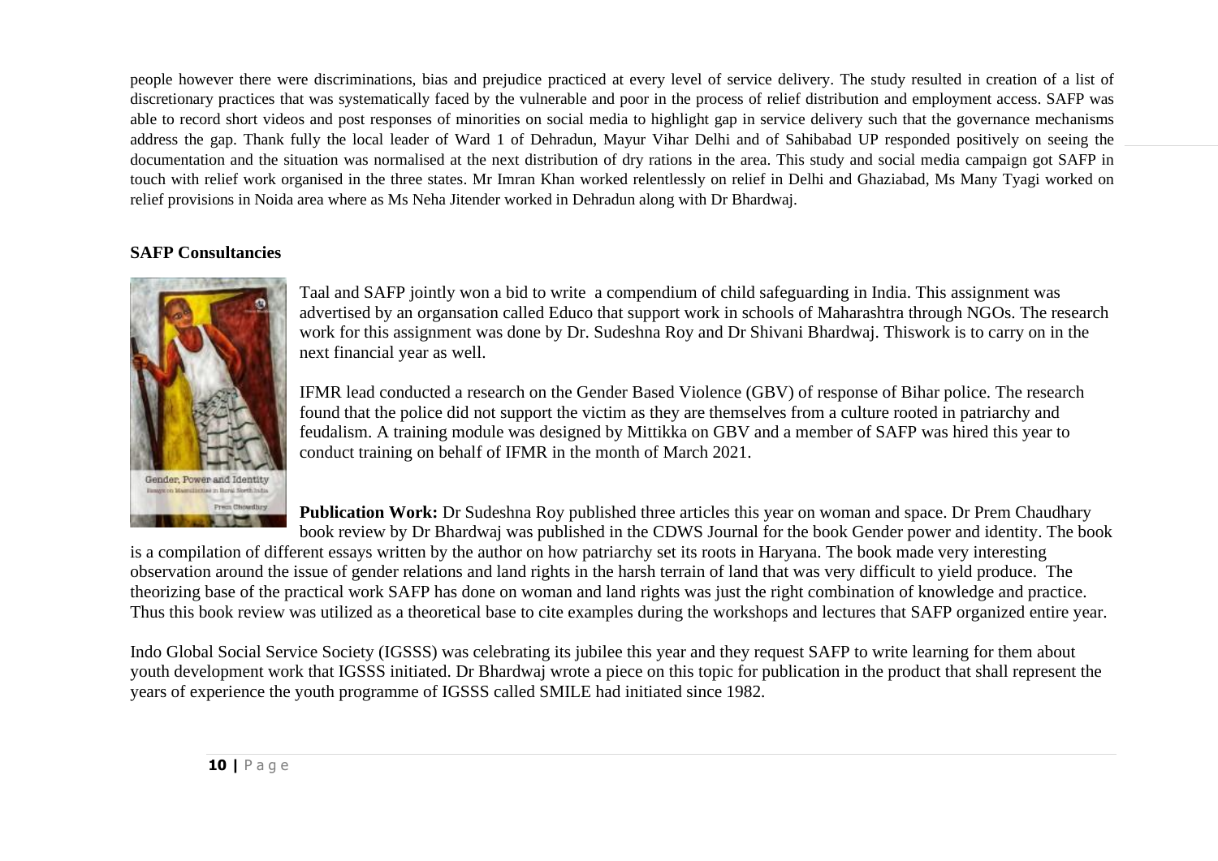people however there were discriminations, bias and prejudice practiced at every level of service delivery. The study resulted in creation of a list of discretionary practices that was systematically faced by the vulnerable and poor in the process of relief distribution and employment access. SAFP was able to record short videos and post responses of minorities on social media to highlight gap in service delivery such that the governance mechanisms address the gap. Thank fully the local leader of Ward 1 of Dehradun, Mayur Vihar Delhi and of Sahibabad UP responded positively on seeing the documentation and the situation was normalised at the next distribution of dry rations in the area. This study and social media campaign got SAFP in touch with relief work organised in the three states. Mr Imran Khan worked relentlessly on relief in Delhi and Ghaziabad, Ms Many Tyagi worked on relief provisions in Noida area where as Ms Neha Jitender worked in Dehradun along with Dr Bhardwaj.

**SAFP Consultancies**

Taal and SAFP jointly won a bid to write a compendium of child safeguarding in India. This assignment was advertised by an organsation called Educo that support work in schools of Maharashtra through NGOs. The research work for this assignment was done by Dr. Sudeshna Roy and Dr Shivani Bhardwaj. Thiswork is to carry on in the next financial year as well.

IFMR lead conducted a research on the Gender Based Violence (GBV) of response of Bihar police. The research found that the police did not support the victim as they are themselves from a culture rooted in patriarchy and feudalism. A training module was designed by Mittikka on GBV and a member of SAFP was hired this year to conduct training on behalf of IFMR in the month of March 2021.

**Publication Work:** Dr Sudeshna Roy published three articles this year on woman and space. Dr Prem Chaudhary book review by Dr Bhardwaj was published in the CDWS Journal for the book Gender power and identity. The book is a compilation of different essays written by the author on how patriarchy set its roots in Haryana. The book made very interesting observation around the issue of gender relations and land rights in the harsh terrain of land that was very difficult to yield produce. The theorizing base of the practical work SAFP has done on woman and land rights was just the right combination of knowledge and practice. Thus this book review was utilized as a theoretical base to cite examples during the workshops and lectures that SAFP organized entire year.

Indo Global Social Service Society (IGSSS) was celebrating its jubilee this year and they request SAFP to write learning for them about youth development work that IGSSS initiated. Dr Bhardwaj wrote a piece on this topic for publication in the product that shall represent the years of experience the youth programme of IGSSS called SMILE had initiated since 1982.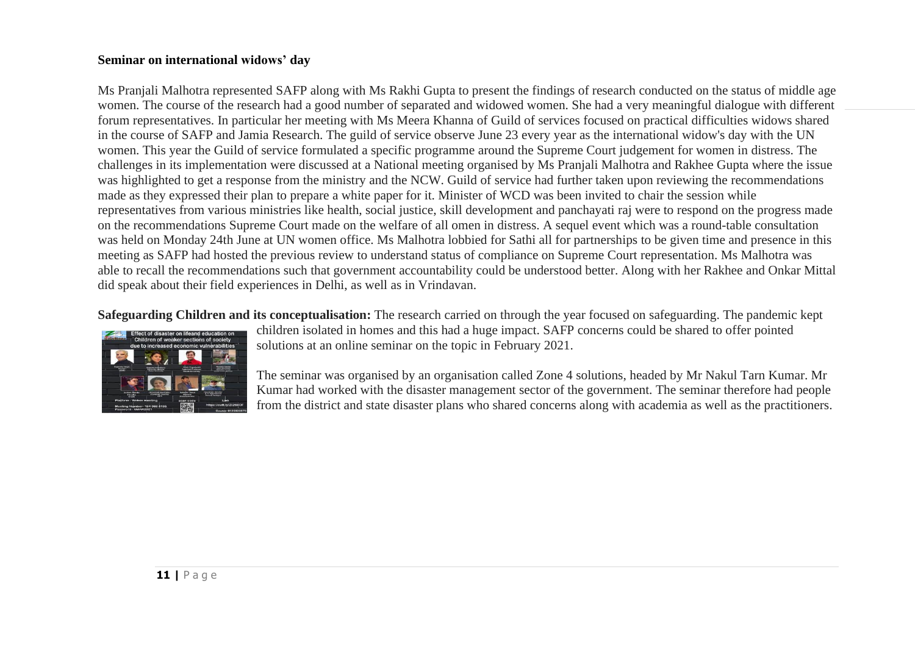**Seminar on international widows' day**

Ms Pranjali Malhotra represented SAFP along with Ms Rakhi Gupta to present the findings of research conducted on the status of middle age women. The course of the research had a good number of separated and widowed women. She had a very meaningful dialogue with different forum representatives. In particular her meeting with Ms Meera Khanna of Guild of services focused on practical difficulties widows shared in the course of SAFP and Jamia Research. The guild of service observe June 23 every year as the international widow's day with the UN women. This year the Guild of service formulated a specific programme around the Supreme Court judgement for women in distress. The challenges in its implementation were discussed at a National meeting organised by Ms Pranjali Malhotra and Rakhee Gupta where the issue was highlighted to get a response from the ministry and the NCW. Guild of service had further taken upon reviewing the recommendations made as they expressed their plan to prepare a white paper for it. Minister of WCD was been invited to chair the session while representatives from various ministries like health, social justice, skill development and panchayati raj were to respond on the progress made on the recommendations Supreme Court made on the welfare of all omen in distress. A sequel event which was a round-table consultation was held on Monday 24th June at UN women office. Ms Malhotra lobbied for Sathi all for partnerships to be given time and presence in this meeting as SAFP had hosted the previous review to understand status of compliance on Supreme Court representation. Ms Malhotra was able to recall the recommendations such that government accountability could be understood better. Along with her Rakhee and Onkar Mittal did speak about their field experiences in Delhi, as well as in Vrindavan.

**Safeguarding Children and its conceptualisation:** The research carried on through the year focused on safeguarding. The pandemic kept children isolated in homes and this had a huge impact. SAFP concerns could be shared to offer pointed solutions at an online seminar on the topic in February 2021.

The seminar was organised by an organisation called Zone 4 solutions, headed by Mr Nakul Tarn Kumar. Mr Kumar had worked with the disaster management sector of the government. The seminar therefore had people from the district and state disaster plans who shared concerns along with academia as well as the practitioners.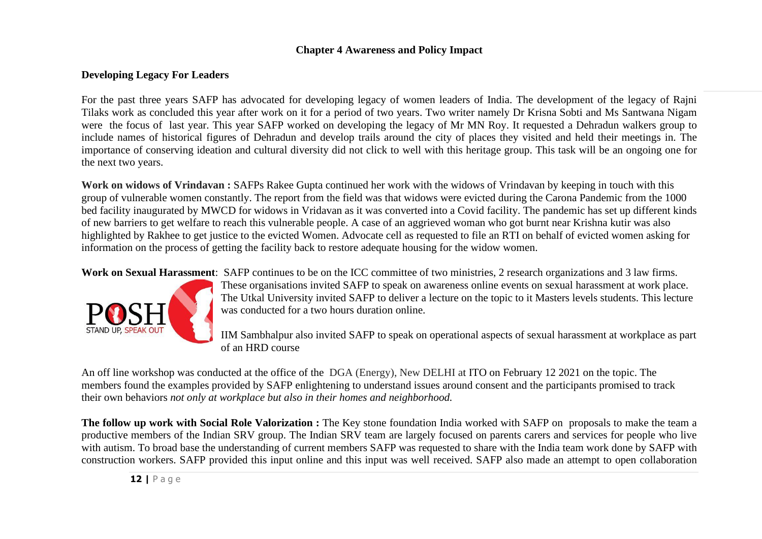## Chapter 4 Awareness and Policy Impact

### Developing Legacy For Leaders

For the past three years SAFP has advocated for developing legacy of women leaders of India. The development of the legacy of Rajni Tilaks work as concluded this year after work on it for a period of two years. Two writer namely Dr Krisna Sobti and Ms Santwana Nigam were the focus of last year. This year SAFP worked on developing the legacy of Mr MN Roy. It requested a Dehradun walkers group to include names of historical figures of Dehradun and develop trails around the city of places they visited and held their meetings in. The importance of conserving ideation and cultural diversity did not click to well with this heritage group. This task will be an ongoing one for the next two years.

**Work on widows of Vrindavan :** SAFPs Rakee Gupta continued her work with the widows of Vrindavan by keeping in touch with this group of vulnerable women constantly. The report from the field was that widows were evicted during the Carona Pandemic from the 1000 bed facility inaugurated by MWCD for widows in Vridavan as it was converted into a Covid facility. The pandemic has set up different kinds of new barriers to get welfare to reach this vulnerable people. A case of an aggrieved woman who got burnt near Krishna kutir was also highlighted by Rakhee to get justice to the evicted Women. Advocate cell as requested to file an RTI on behalf of evicted women asking for information on the process of getting the facility back to restore adequate housing for the widow women.

**Work on Sexual Harassment**: SAFP continues to be on the ICC committee of two ministries, 2 research organizations and 3 law firms. These organisations invited SAFP to speak on awareness online events on sexual harassment at work place. The Utkal University invited SAFP to deliver a lecture on the topic to it Masters levels students. This lecture was conducted for a two hours duration online.

POSH
STAND UP, SPEAK OUT

IIM Sambhalpur also invited SAFP to speak on operational aspects of sexual harassment at workplace as part of an HRD course

An off line workshop was conducted at the office of the DGA (Energy), New DELHI at ITO on February 12 2021 on the topic. The members found the examples provided by SAFP enlightening to understand issues around consent and the participants promised to track their own behaviors *not only at workplace but also in their homes and neighborhood.*

**The follow up work with Social Role Valorization :** The Key stone foundation India worked with SAFP on proposals to make the team a productive members of the Indian SRV group. The Indian SRV team are largely focused on parents carers and services for people who live with autism. To broad base the understanding of current members SAFP was requested to share with the India team work done by SAFP with construction workers. SAFP provided this input online and this input was well received. SAFP also made an attempt to open collaboration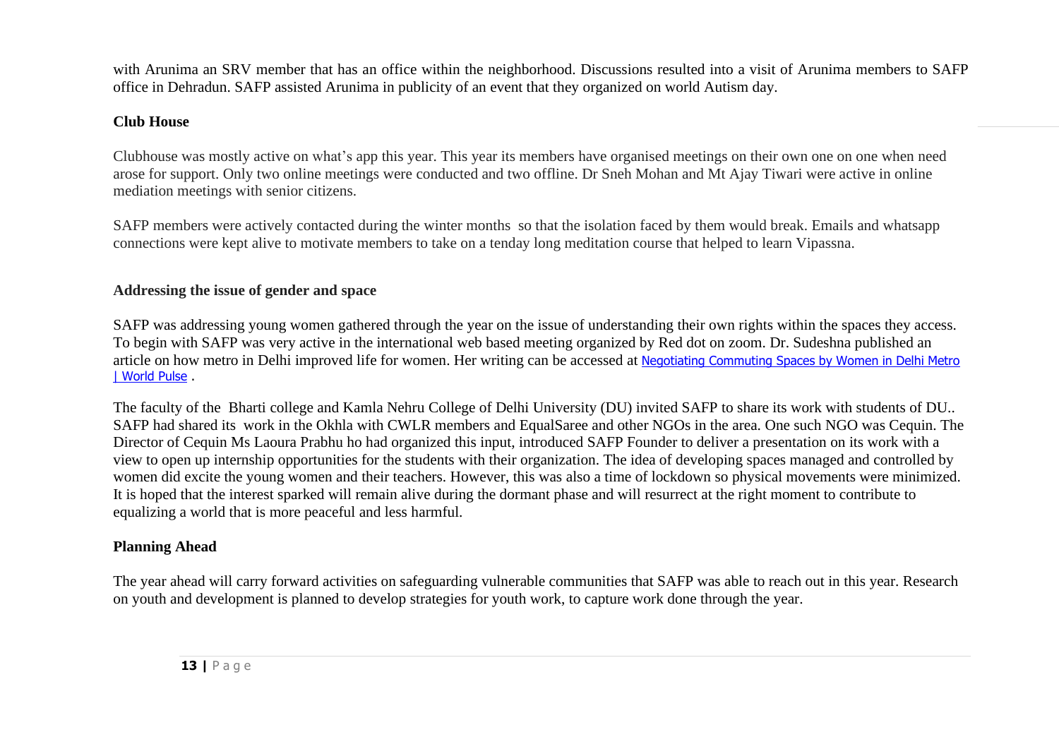with Arunima an SRV member that has an office within the neighborhood. Discussions resulted into a visit of Arunima members to SAFP office in Dehradun. SAFP assisted Arunima in publicity of an event that they organized on world Autism day.

**Club House**

Clubhouse was mostly active on what's app this year. This year its members have organised meetings on their own one on one when need arose for support. Only two online meetings were conducted and two offline. Dr Sneh Mohan and Mt Ajay Tiwari were active in online mediation meetings with senior citizens.

SAFP members were actively contacted during the winter months so that the isolation faced by them would break. Emails and whatsapp connections were kept alive to motivate members to take on a tenday long meditation course that helped to learn Vipassna.

**Addressing the issue of gender and space**

SAFP was addressing young women gathered through the year on the issue of understanding their own rights within the spaces they access. To begin with SAFP was very active in the international web based meeting organized by Red dot on zoom. Dr. Sudeshna published an article on how metro in Delhi improved life for women. Her writing can be accessed at Negotiating Commuting Spaces by Women in Delhi Metro | World Pulse .

The faculty of the Bharti college and Kamla Nehru College of Delhi University (DU) invited SAFP to share its work with students of DU.. SAFP had shared its work in the Okhla with CWLR members and EqualSaree and other NGOs in the area. One such NGO was Cequin. The Director of Cequin Ms Laoura Prabhu ho had organized this input, introduced SAFP Founder to deliver a presentation on its work with a view to open up internship opportunities for the students with their organization. The idea of developing spaces managed and controlled by women did excite the young women and their teachers. However, this was also a time of lockdown so physical movements were minimized. It is hoped that the interest sparked will remain alive during the dormant phase and will resurrect at the right moment to contribute to equalizing a world that is more peaceful and less harmful.

**Planning Ahead**

The year ahead will carry forward activities on safeguarding vulnerable communities that SAFP was able to reach out in this year. Research on youth and development is planned to develop strategies for youth work, to capture work done through the year.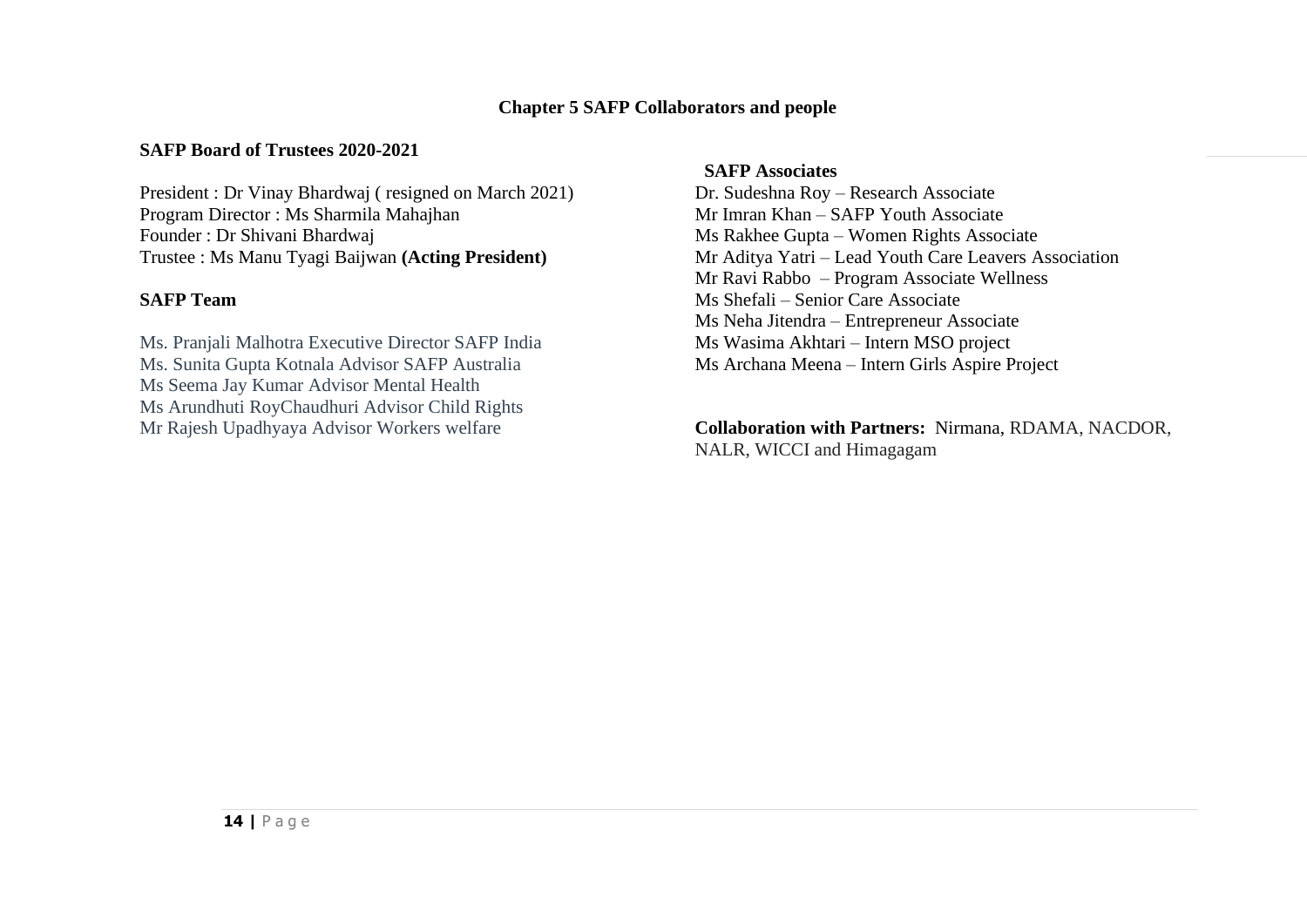## Chapter 5 SAFP Collaborators and people

### SAFP Board of Trustees 2020-2021

President : Dr Vinay Bhardwaj ( resigned on March 2021)
Program Director : Ms Sharmila Mahajhan
Founder : Dr Shivani Bhardwaj
Trustee : Ms Manu Tyagi Baijwan **(Acting President)**

### SAFP Team

Ms. Pranjali Malhotra Executive Director SAFP India
Ms. Sunita Gupta Kotnala Advisor SAFP Australia
Ms Seema Jay Kumar Advisor Mental Health
Ms Arundhuti RoyChaudhuri Advisor Child Rights
Mr Rajesh Upadhyaya Advisor Workers welfare

### SAFP Associates

Dr. Sudeshna Roy – Research Associate
Mr Imran Khan – SAFP Youth Associate
Ms Rakhee Gupta – Women Rights Associate
Mr Aditya Yatri – Lead Youth Care Leavers Association
Mr Ravi Rabbo – Program Associate Wellness
Ms Shefali – Senior Care Associate
Ms Neha Jitendra – Entrepreneur Associate
Ms Wasima Akhtari – Intern MSO project
Ms Archana Meena – Intern Girls Aspire Project

**Collaboration with Partners:** Nirmana, RDAMA, NACDOR, NALR, WICCI and Himagagam